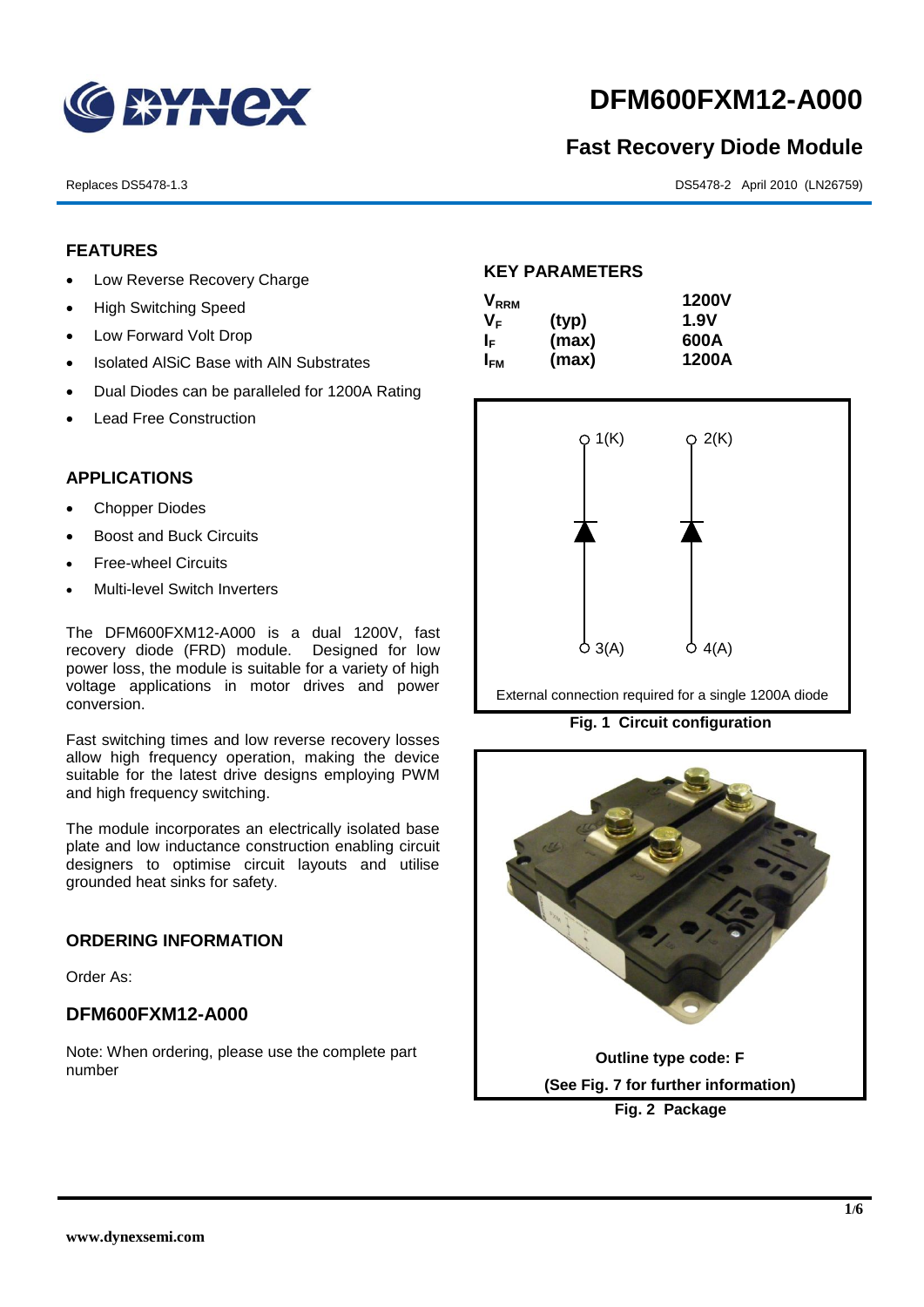# DFM600FXM12-A000

## Fast Recovery Diode Module

Replaces DS5478-1.3

DS5478-2 April 2010 (LN26759)

### FEATURES

- Low Reverse Recovery Charge
- High Switching Speed
- Low Forward Volt Drop
- Isolated AlSiC Base with AlN Substrates
- Dual Diodes can be paralleled for 1200A Rating
- Lead Free Construction

### APPLICATIONS

- Chopper Diodes
- Boost and Buck Circuits
- Free-wheel Circuits
- Multi-level Switch Inverters

The DFM600FXM12-A000 is a dual 1200V, fast recovery diode (FRD) module. Designed for low power loss, the module is suitable for a variety of high voltage applications in motor drives and power conversion.

Fast switching times and low reverse recovery losses allow high frequency operation, making the device suitable for the latest drive designs employing PWM and high frequency switching.

The module incorporates an electrically isolated base plate and low inductance construction enabling circuit designers to optimise circuit layouts and utilise grounded heat sinks for safety.

### ORDERING INFORMATION

Order As:

### DFM600FXM12-A000

Note: When ordering, please use the complete part number

### KEY PARAMETERS

| | | |
|---|---|---|
| $V_{RRM}$ | | 1200V |
| $V_F$ | (typ) | 1.9V |
| $I_F$ | (max) | 600A |
| $I_{FM}$ | (max) | 1200A |

1(K) 2(K) 3(A) 4(A)

External connection required for a single 1200A diode

**Fig. 1 Circuit configuration**

**Outline type code: F**

**(See Fig. 7 for further information)**

**Fig. 2 Package**

www.dynexsemi.com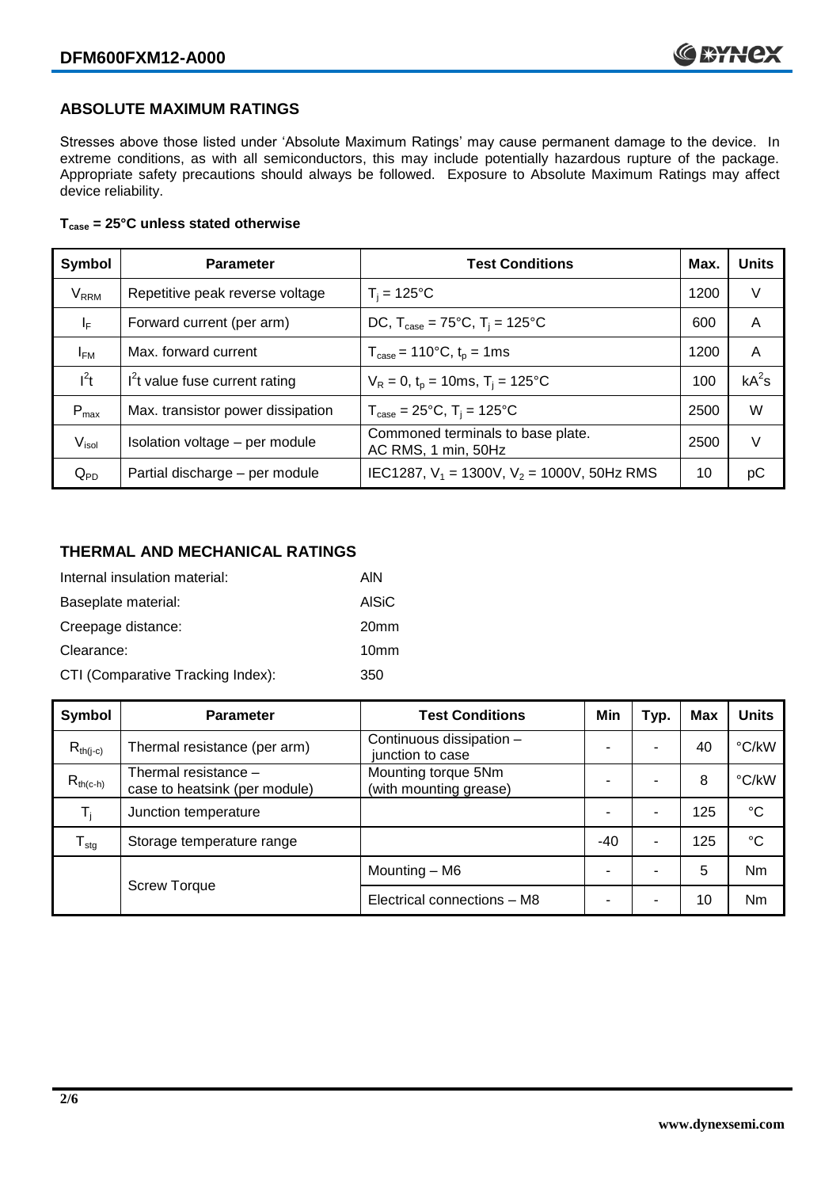## ABSOLUTE MAXIMUM RATINGS

Stresses above those listed under 'Absolute Maximum Ratings' may cause permanent damage to the device. In extreme conditions, as with all semiconductors, this may include potentially hazardous rupture of the package. Appropriate safety precautions should always be followed. Exposure to Absolute Maximum Ratings may affect device reliability.

**$T_{case}$ = 25°C unless stated otherwise**

| Symbol | Parameter | Test Conditions | Max. | Units |
|---|---|---|---|---|
| $V_{RRM}$ | Repetitive peak reverse voltage | $T_j$ = 125°C | 1200 | V |
| $I_F$ | Forward current (per arm) | DC, $T_{case}$ = 75°C, $T_j$ = 125°C | 600 | A |
| $I_{FM}$ | Max. forward current | $T_{case}$ = 110°C, $t_p$ = 1ms | 1200 | A |
| $I^2t$ | $I^2t$ value fuse current rating | $V_R$ = 0, $t_p$ = 10ms, $T_j$ = 125°C | 100 | $kA^2s$ |
| $P_{max}$ | Max. transistor power dissipation | $T_{case}$ = 25°C, $T_j$ = 125°C | 2500 | W |
| $V_{isol}$ | Isolation voltage – per module | Commoned terminals to base plate. AC RMS, 1 min, 50Hz | 2500 | V |
| $Q_{PD}$ | Partial discharge – per module | IEC1287, $V_1$ = 1300V, $V_2$ = 1000V, 50Hz RMS | 10 | pC |

## THERMAL AND MECHANICAL RATINGS

Internal insulation material: AlN

Baseplate material: AlSiC

Creepage distance: 20mm

Clearance: 10mm

CTI (Comparative Tracking Index): 350

| Symbol | Parameter | Test Conditions | Min | Typ. | Max | Units |
|---|---|---|---|---|---|---|
| $R_{th(j-c)}$ | Thermal resistance (per arm) | Continuous dissipation – junction to case | - | - | 40 | °C/kW |
| $R_{th(c-h)}$ | Thermal resistance – case to heatsink (per module) | Mounting torque 5Nm (with mounting grease) | - | - | 8 | °C/kW |
| $T_j$ | Junction temperature | | - | - | 125 | °C |
| $T_{stg}$ | Storage temperature range | | -40 | - | 125 | °C |
| | Screw Torque | Mounting – M6 | - | - | 5 | Nm |
| | | Electrical connections – M8 | - | - | 10 | Nm |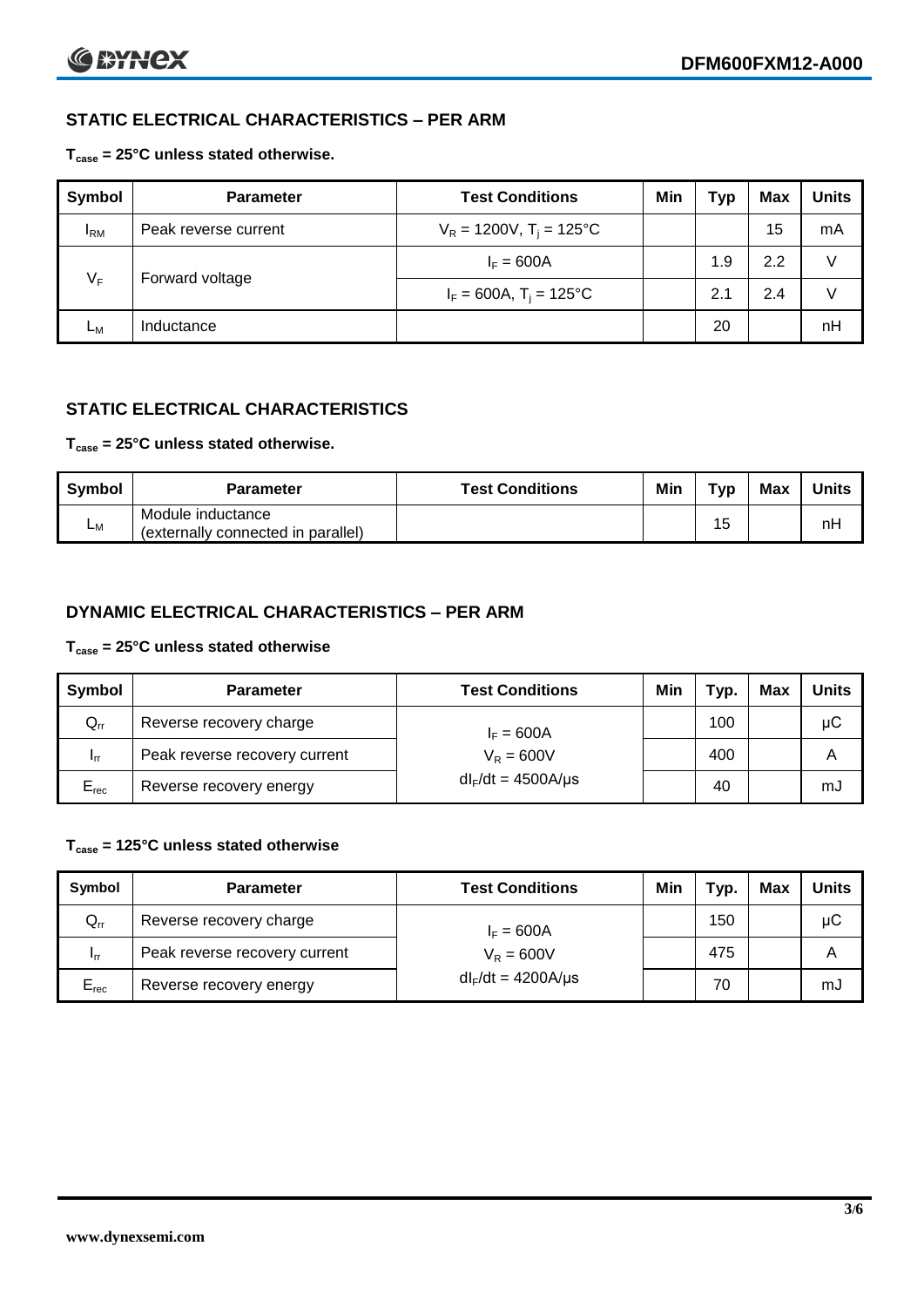### STATIC ELECTRICAL CHARACTERISTICS – PER ARM

**$T_{case}$ = 25°C unless stated otherwise.**

| Symbol | Parameter | Test Conditions | Min | Typ | Max | Units |
|---|---|---|---|---|---|---|
| $I_{RM}$ | Peak reverse current | $V_R$ = 1200V, $T_j$ = 125°C | | | 15 | mA |
| $V_F$ | Forward voltage | $I_F$ = 600A | | 1.9 | 2.2 | V |
| | | $I_F$ = 600A, $T_j$ = 125°C | | 2.1 | 2.4 | V |
| $L_M$ | Inductance | | | 20 | | nH |

### STATIC ELECTRICAL CHARACTERISTICS

**$T_{case}$ = 25°C unless stated otherwise.**

| Symbol | Parameter | Test Conditions | Min | Typ | Max | Units |
|---|---|---|---|---|---|---|
| $L_M$ | Module inductance (externally connected in parallel) | | | 15 | | nH |

### DYNAMIC ELECTRICAL CHARACTERISTICS – PER ARM

**$T_{case}$ = 25°C unless stated otherwise**

| Symbol | Parameter | Test Conditions | Min | Typ. | Max | Units |
|---|---|---|---|---|---|---|
| $Q_{rr}$ | Reverse recovery charge | $I_F$ = 600A | | 100 | | µC |
| $I_{rr}$ | Peak reverse recovery current | $V_R$ = 600V | | 400 | | A |
| $E_{rec}$ | Reverse recovery energy | $dI_F/dt$ = 4500A/µs | | 40 | | mJ |

**$T_{case}$ = 125°C unless stated otherwise**

| Symbol | Parameter | Test Conditions | Min | Typ. | Max | Units |
|---|---|---|---|---|---|---|
| $Q_{rr}$ | Reverse recovery charge | $I_F$ = 600A | | 150 | | µC |
| $I_{rr}$ | Peak reverse recovery current | $V_R$ = 600V | | 475 | | A |
| $E_{rec}$ | Reverse recovery energy | $dI_F/dt$ = 4200A/µs | | 70 | | mJ |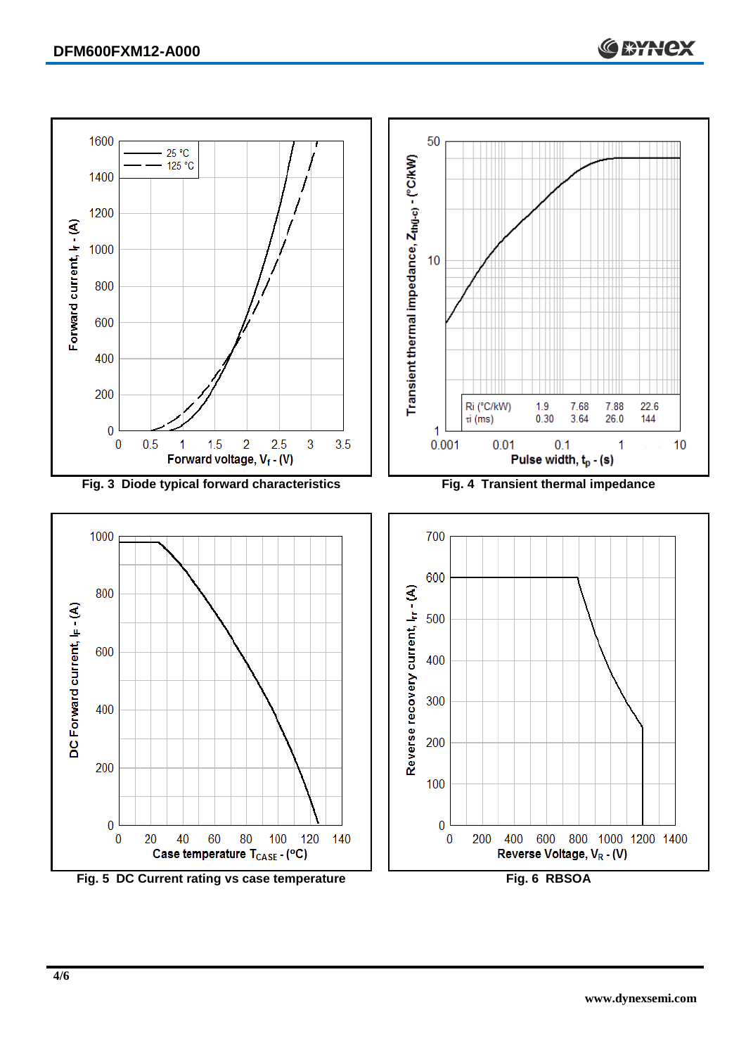Fig. 3 Diode typical forward characteristics

Fig. 4 Transient thermal impedance

| Ri (°C/kW) | 1.9 | 7.68 | 7.88 | 22.6 |
|---|---|---|---|---|
| τi (ms) | 0.30 | 3.64 | 26.0 | 144 |

Fig. 5 DC Current rating vs case temperature

Fig. 6 RBSOA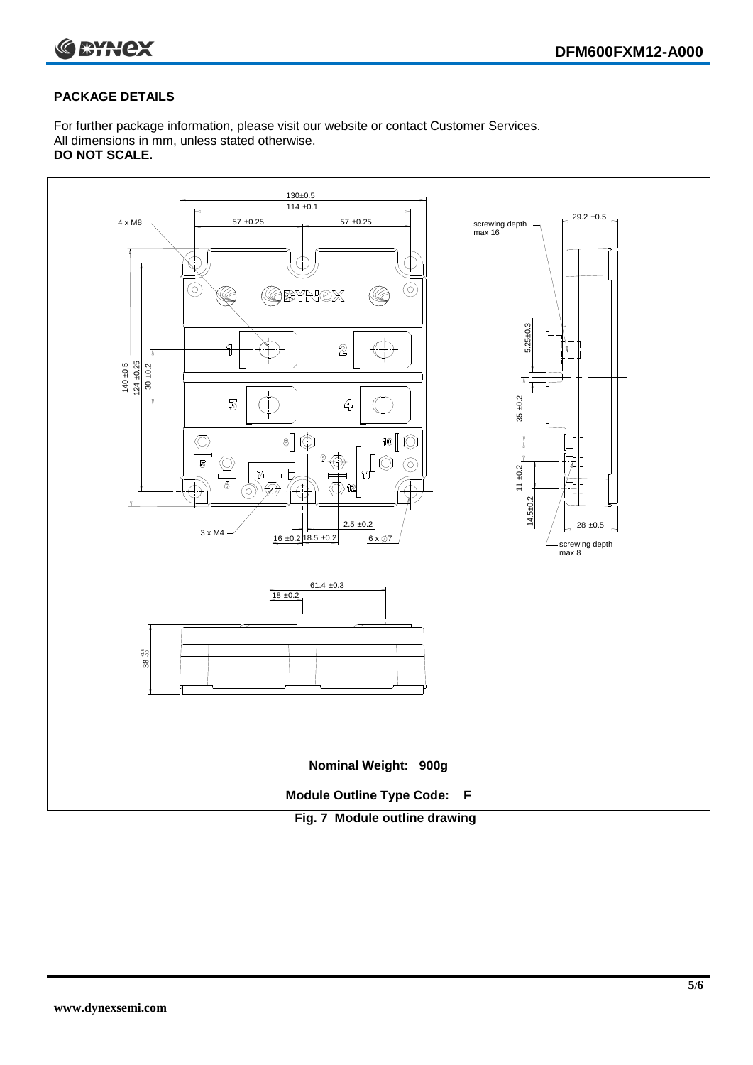## PACKAGE DETAILS

For further package information, please visit our website or contact Customer Services.
All dimensions in mm, unless stated otherwise.
**DO NOT SCALE.**

**Nominal Weight: 900g**

**Module Outline Type Code: F**

**Fig. 7 Module outline drawing**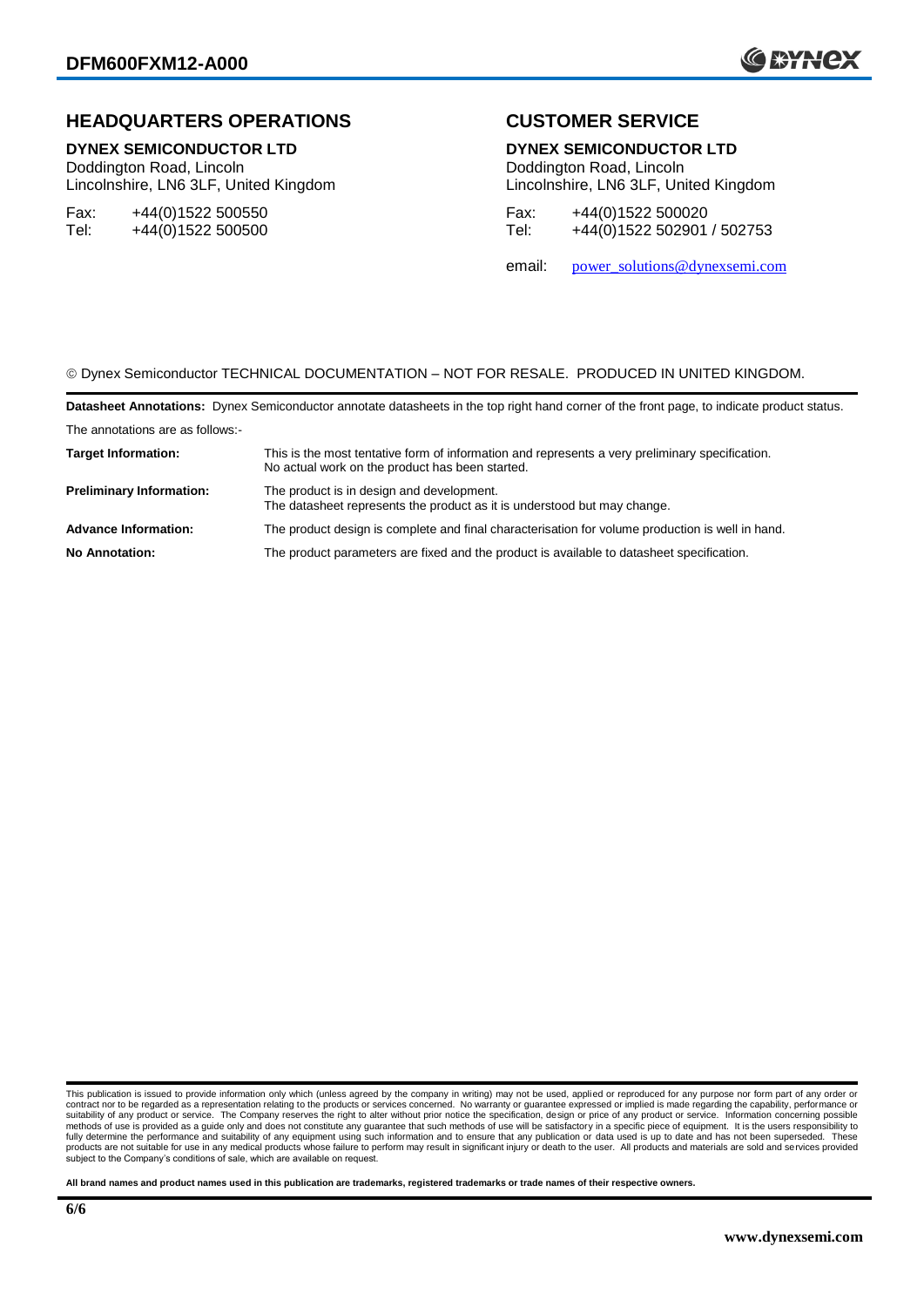## HEADQUARTERS OPERATIONS

**DYNEX SEMICONDUCTOR LTD**
Doddington Road, Lincoln
Lincolnshire, LN6 3LF, United Kingdom

Fax: +44(0)1522 500550
Tel: +44(0)1522 500500

## CUSTOMER SERVICE

**DYNEX SEMICONDUCTOR LTD**
Doddington Road, Lincoln
Lincolnshire, LN6 3LF, United Kingdom

Fax: +44(0)1522 500020
Tel: +44(0)1522 502901 / 502753

email: power_solutions@dynexsemi.com

© Dynex Semiconductor TECHNICAL DOCUMENTATION – NOT FOR RESALE. PRODUCED IN UNITED KINGDOM.

**Datasheet Annotations:** Dynex Semiconductor annotate datasheets in the top right hand corner of the front page, to indicate product status.

The annotations are as follows:-

| | |
|---|---|
| **Target Information:** | This is the most tentative form of information and represents a very preliminary specification. No actual work on the product has been started. |
| **Preliminary Information:** | The product is in design and development. The datasheet represents the product as it is understood but may change. |
| **Advance Information:** | The product design is complete and final characterisation for volume production is well in hand. |
| **No Annotation:** | The product parameters are fixed and the product is available to datasheet specification. |

This publication is issued to provide information only which (unless agreed by the company in writing) may not be used, applied or reproduced for any purpose nor form part of any order or contract nor to be regarded as a representation relating to the products or services concerned. No warranty or guarantee expressed or implied is made regarding the capability, performance or suitability of any product or service. The Company reserves the right to alter without prior notice the specification, design or price of any product or service. Information concerning possible methods of use is provided as a guide only and does not constitute any guarantee that such methods of use will be satisfactory in a specific piece of equipment. It is the users responsibility to fully determine the performance and suitability of any equipment using such information and to ensure that any publication or data used is up to date and has not been superseded. These products are not suitable for use in any medical products whose failure to perform may result in significant injury or death to the user. All products and materials are sold and services provided subject to the Company's conditions of sale, which are available on request.

**All brand names and product names used in this publication are trademarks, registered trademarks or trade names of their respective owners.**